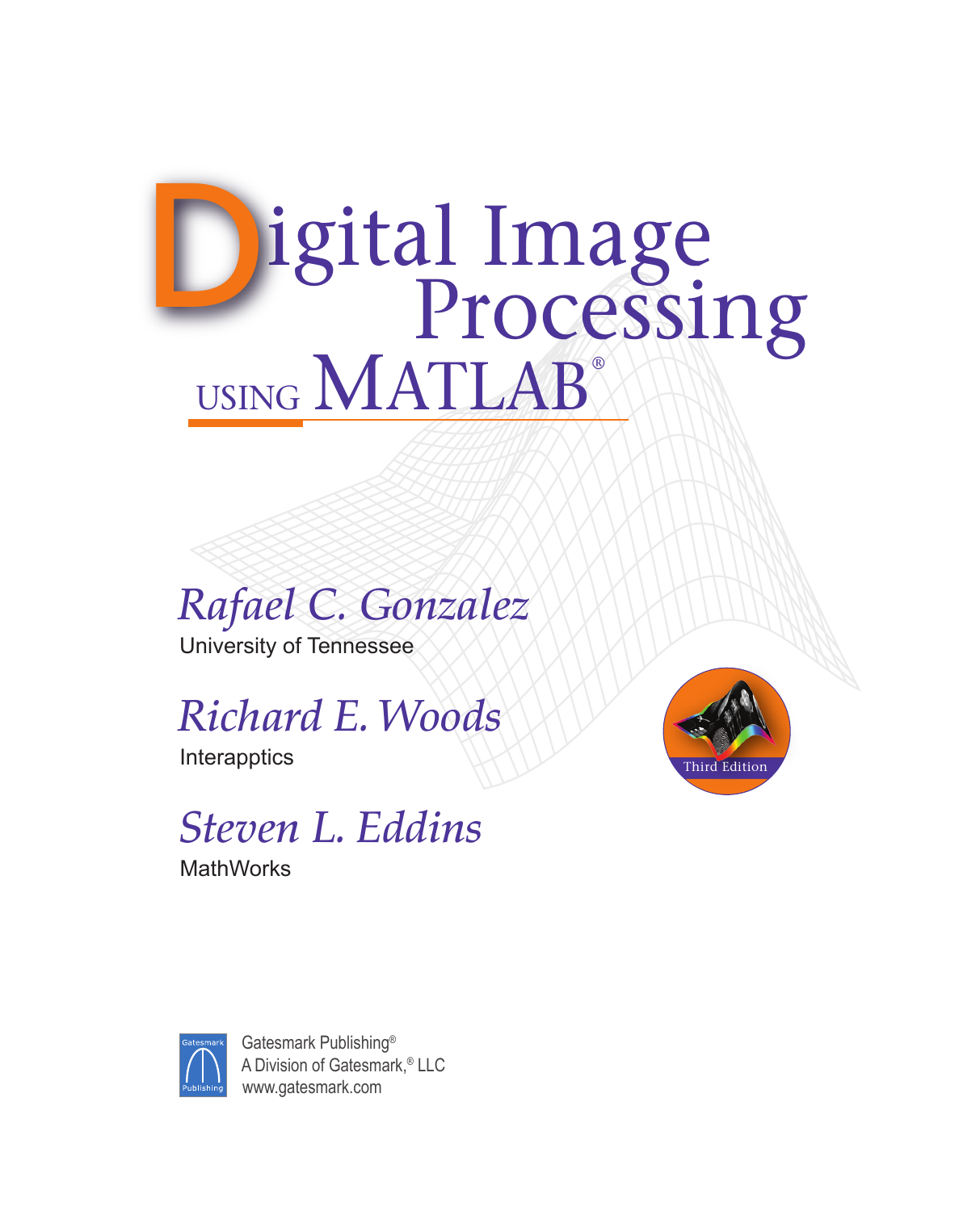# Digital Image Processing

## USING MATLAB®

Third Edition

*Rafael C. Gonzalez*
University of Tennessee

*Richard E. Woods*
Interapptics

*Steven L. Eddins*
MathWorks

Gatesmark Publishing®
A Division of Gatesmark,® LLC
www.gatesmark.com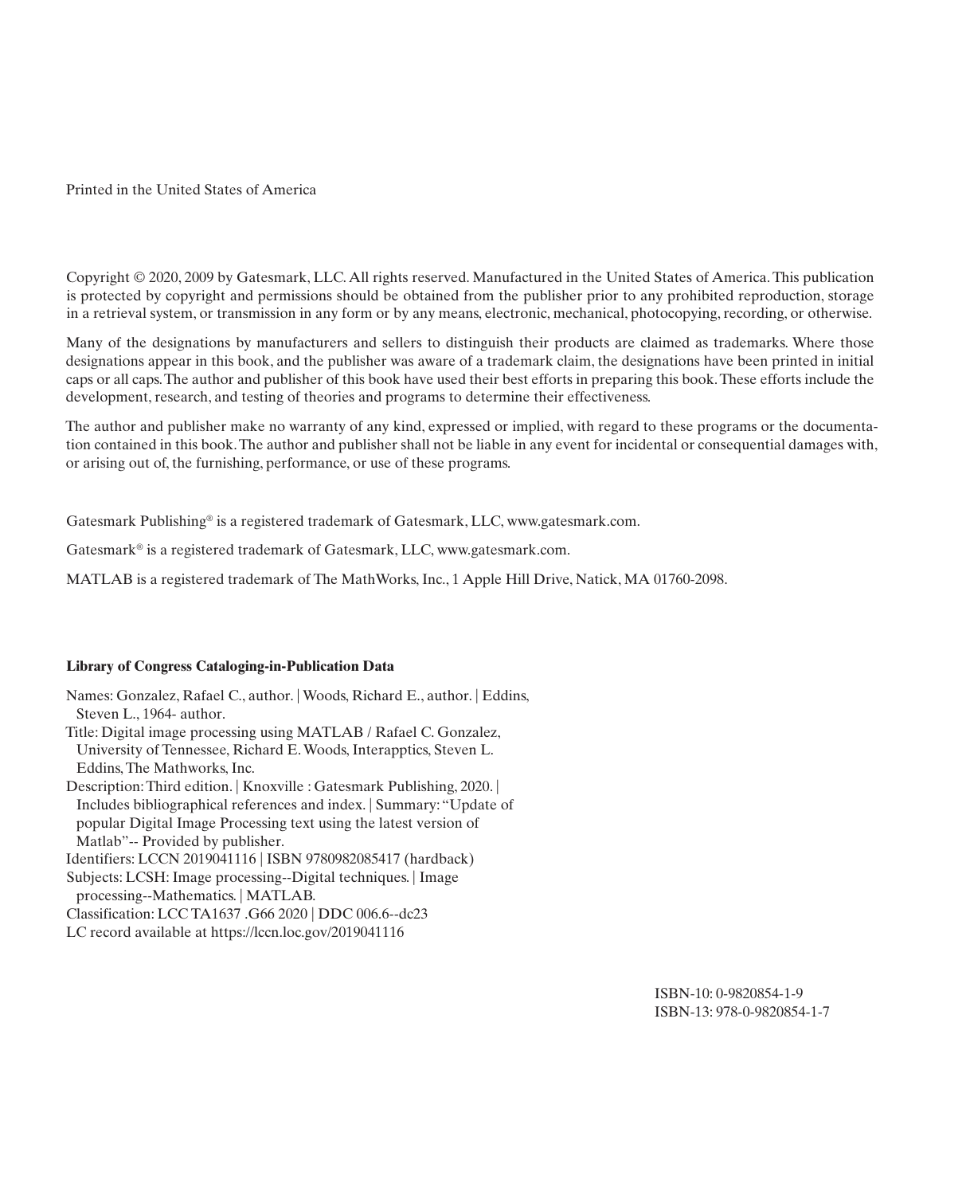Printed in the United States of America

Copyright © 2020, 2009 by Gatesmark, LLC. All rights reserved. Manufactured in the United States of America. This publication is protected by copyright and permissions should be obtained from the publisher prior to any prohibited reproduction, storage in a retrieval system, or transmission in any form or by any means, electronic, mechanical, photocopying, recording, or otherwise.

Many of the designations by manufacturers and sellers to distinguish their products are claimed as trademarks. Where those designations appear in this book, and the publisher was aware of a trademark claim, the designations have been printed in initial caps or all caps. The author and publisher of this book have used their best efforts in preparing this book. These efforts include the development, research, and testing of theories and programs to determine their effectiveness.

The author and publisher make no warranty of any kind, expressed or implied, with regard to these programs or the documentation contained in this book. The author and publisher shall not be liable in any event for incidental or consequential damages with, or arising out of, the furnishing, performance, or use of these programs.

Gatesmark Publishing® is a registered trademark of Gatesmark, LLC, www.gatesmark.com.

Gatesmark® is a registered trademark of Gatesmark, LLC, www.gatesmark.com.

MATLAB is a registered trademark of The MathWorks, Inc., 1 Apple Hill Drive, Natick, MA 01760-2098.

**Library of Congress Cataloging-in-Publication Data**

Names: Gonzalez, Rafael C., author. | Woods, Richard E., author. | Eddins, Steven L., 1964- author.
Title: Digital image processing using MATLAB / Rafael C. Gonzalez, University of Tennessee, Richard E. Woods, Interapptics, Steven L. Eddins, The Mathworks, Inc.
Description: Third edition. | Knoxville : Gatesmark Publishing, 2020. | Includes bibliographical references and index. | Summary: "Update of popular Digital Image Processing text using the latest version of Matlab"-- Provided by publisher.
Identifiers: LCCN 2019041116 | ISBN 9780982085417 (hardback)
Subjects: LCSH: Image processing--Digital techniques. | Image processing--Mathematics. | MATLAB.
Classification: LCC TA1637 .G66 2020 | DDC 006.6--dc23
LC record available at https://lccn.loc.gov/2019041116

ISBN-10: 0-9820854-1-9
ISBN-13: 978-0-9820854-1-7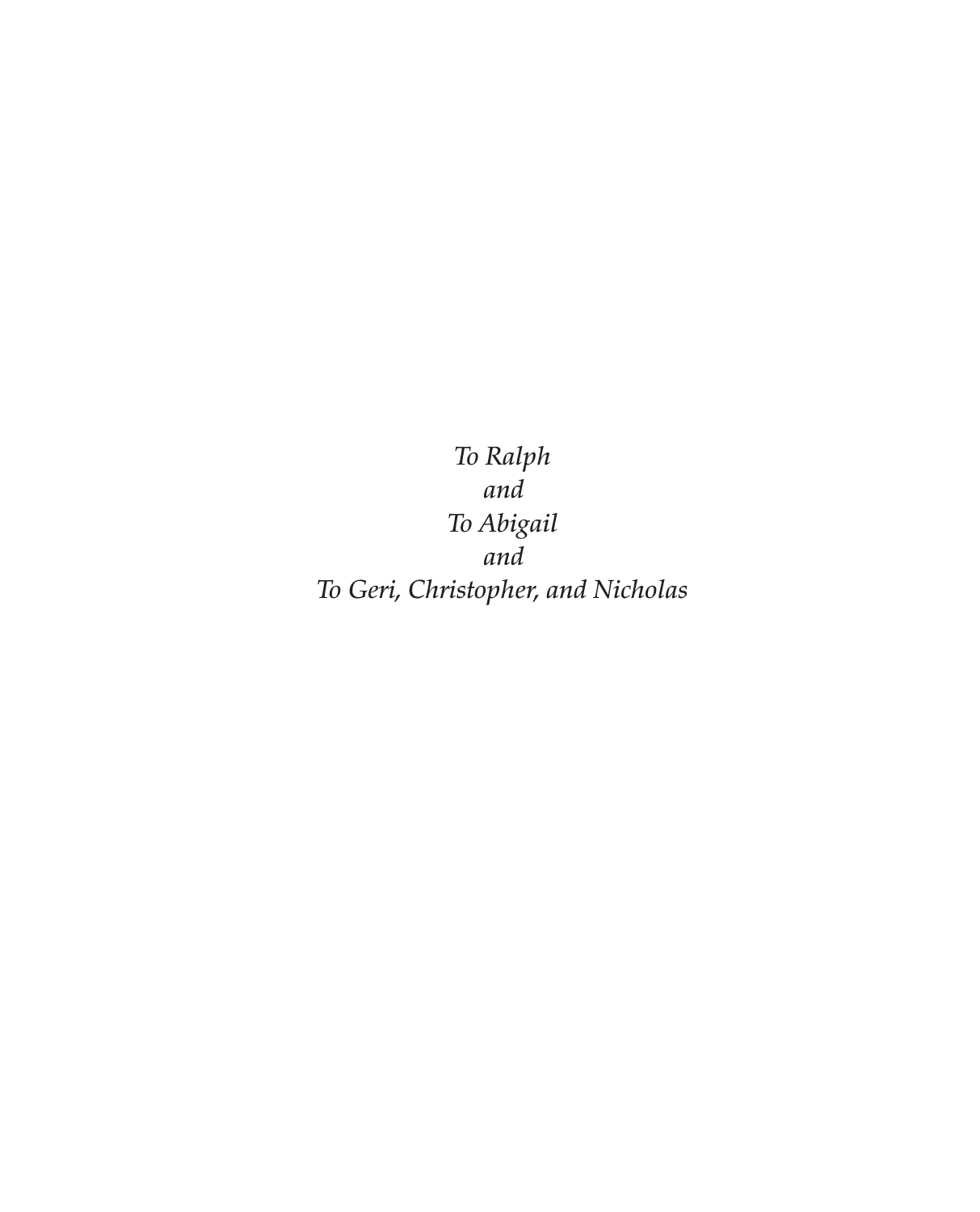*To Ralph*
*and*
*To Abigail*
*and*
*To Geri, Christopher, and Nicholas*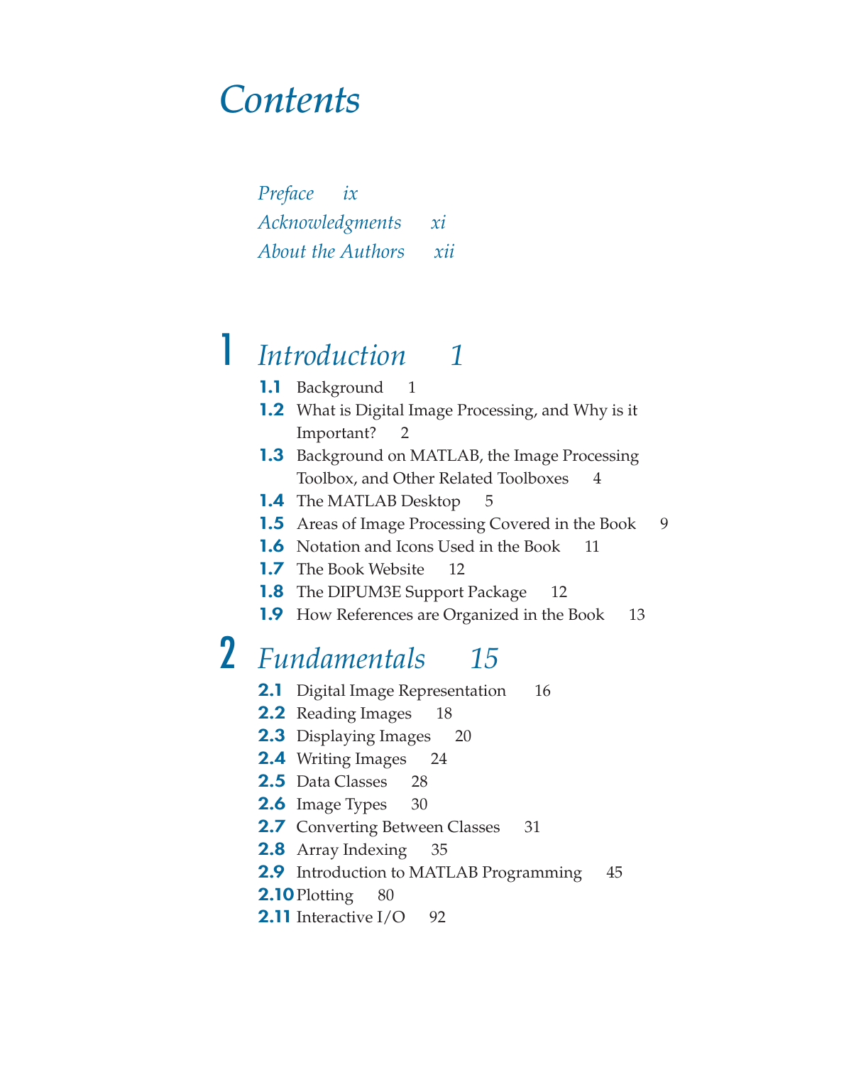# *Contents*

*Preface ix*
*Acknowledgments xi*
*About the Authors xii*

## 1 *Introduction 1*

**1.1** Background 1
**1.2** What is Digital Image Processing, and Why is it Important? 2
**1.3** Background on MATLAB, the Image Processing Toolbox, and Other Related Toolboxes 4
**1.4** The MATLAB Desktop 5
**1.5** Areas of Image Processing Covered in the Book 9
**1.6** Notation and Icons Used in the Book 11
**1.7** The Book Website 12
**1.8** The DIPUM3E Support Package 12
**1.9** How References are Organized in the Book 13

## 2 *Fundamentals 15*

**2.1** Digital Image Representation 16
**2.2** Reading Images 18
**2.3** Displaying Images 20
**2.4** Writing Images 24
**2.5** Data Classes 28
**2.6** Image Types 30
**2.7** Converting Between Classes 31
**2.8** Array Indexing 35
**2.9** Introduction to MATLAB Programming 45
**2.10** Plotting 80
**2.11** Interactive I/O 92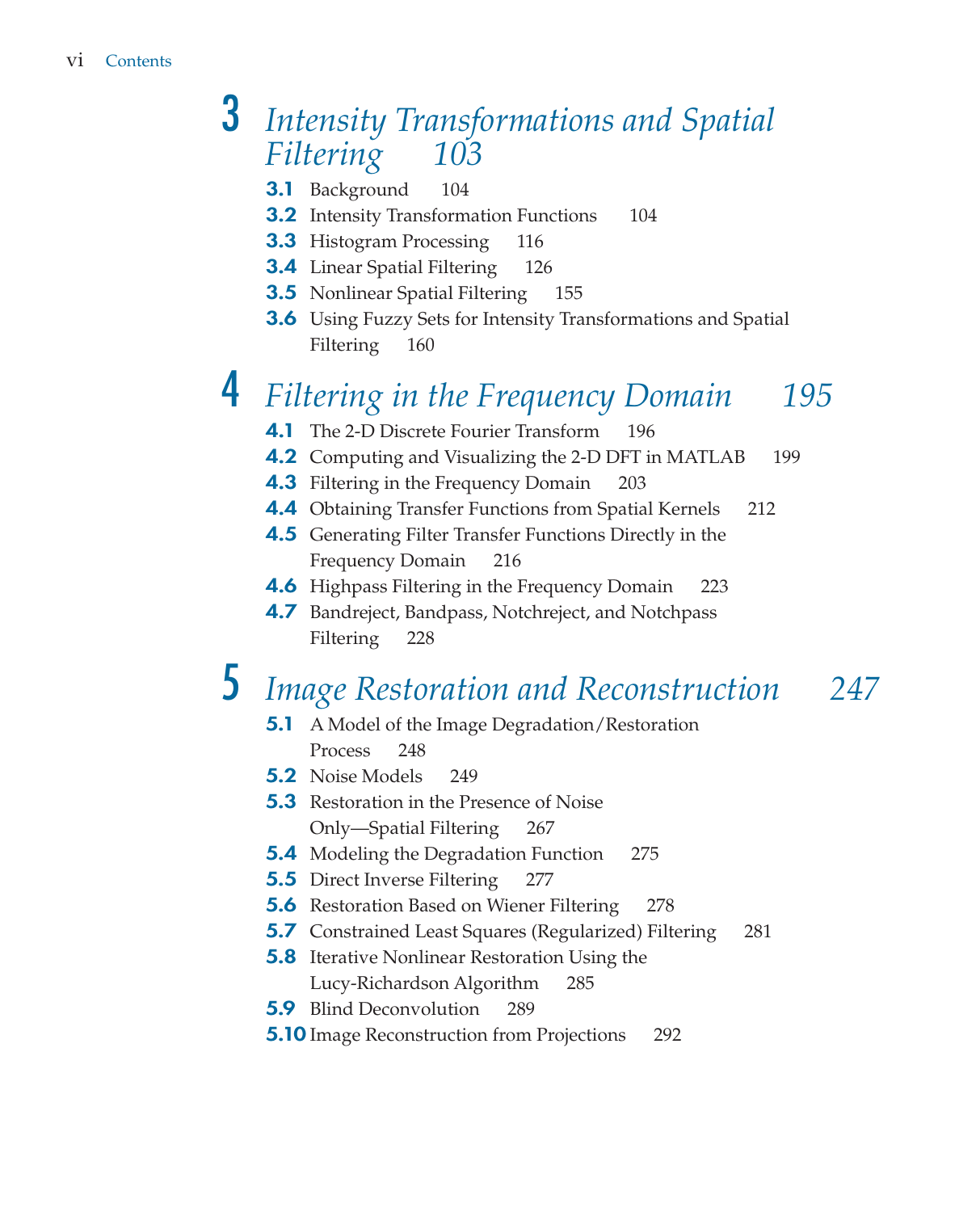# 3 *Intensity Transformations and Spatial Filtering* 103

- **3.1** Background 104
- **3.2** Intensity Transformation Functions 104
- **3.3** Histogram Processing 116
- **3.4** Linear Spatial Filtering 126
- **3.5** Nonlinear Spatial Filtering 155
- **3.6** Using Fuzzy Sets for Intensity Transformations and Spatial Filtering 160

# 4 *Filtering in the Frequency Domain* 195

- **4.1** The 2-D Discrete Fourier Transform 196
- **4.2** Computing and Visualizing the 2-D DFT in MATLAB 199
- **4.3** Filtering in the Frequency Domain 203
- **4.4** Obtaining Transfer Functions from Spatial Kernels 212
- **4.5** Generating Filter Transfer Functions Directly in the Frequency Domain 216
- **4.6** Highpass Filtering in the Frequency Domain 223
- **4.7** Bandreject, Bandpass, Notchreject, and Notchpass Filtering 228

# 5 *Image Restoration and Reconstruction* 247

- **5.1** A Model of the Image Degradation/Restoration Process 248
- **5.2** Noise Models 249
- **5.3** Restoration in the Presence of Noise Only—Spatial Filtering 267
- **5.4** Modeling the Degradation Function 275
- **5.5** Direct Inverse Filtering 277
- **5.6** Restoration Based on Wiener Filtering 278
- **5.7** Constrained Least Squares (Regularized) Filtering 281
- **5.8** Iterative Nonlinear Restoration Using the Lucy-Richardson Algorithm 285
- **5.9** Blind Deconvolution 289
- **5.10** Image Reconstruction from Projections 292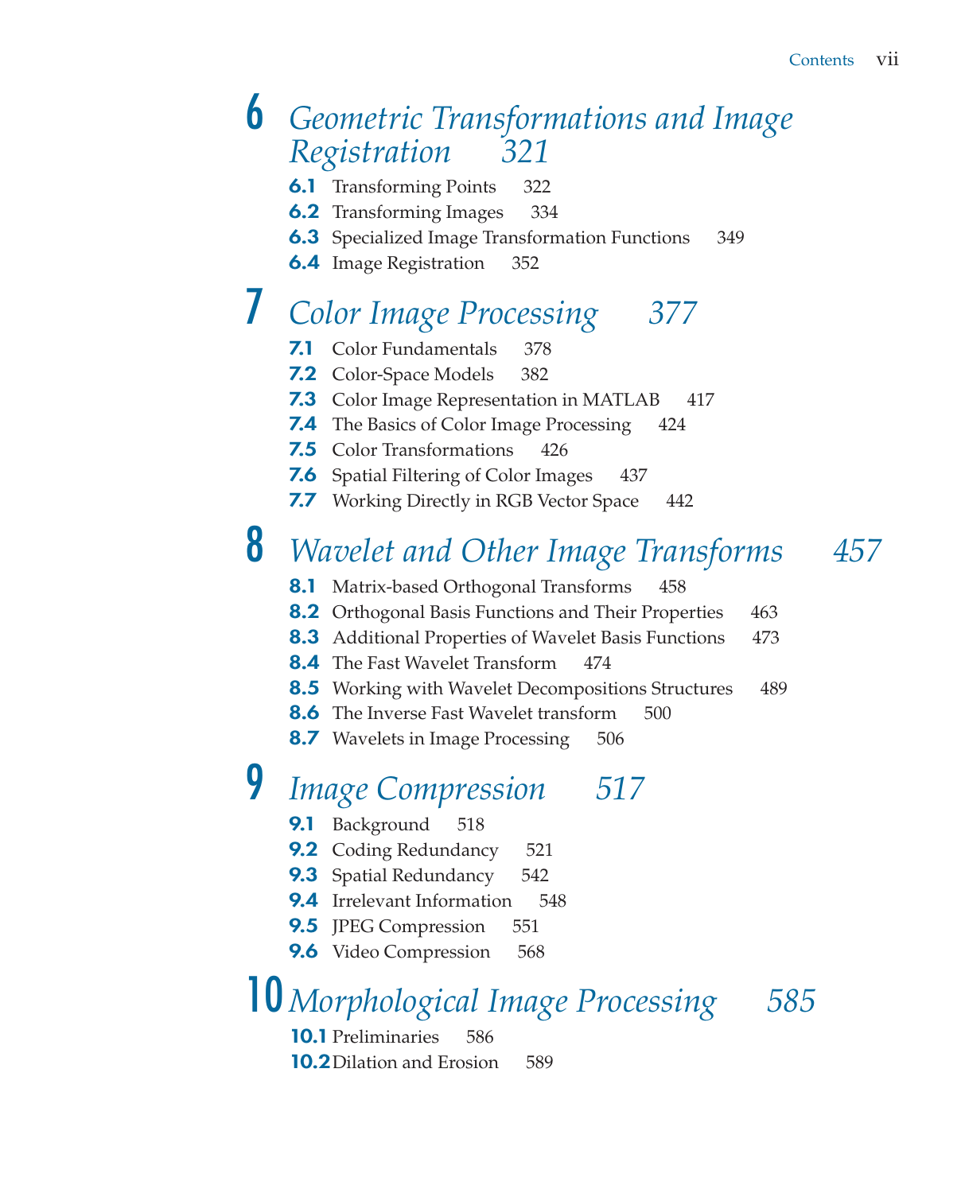# 6 *Geometric Transformations and Image Registration* 321

**6.1** Transforming Points 322
**6.2** Transforming Images 334
**6.3** Specialized Image Transformation Functions 349
**6.4** Image Registration 352

# 7 *Color Image Processing* 377

**7.1** Color Fundamentals 378
**7.2** Color-Space Models 382
**7.3** Color Image Representation in MATLAB 417
**7.4** The Basics of Color Image Processing 424
**7.5** Color Transformations 426
**7.6** Spatial Filtering of Color Images 437
**7.7** Working Directly in RGB Vector Space 442

# 8 *Wavelet and Other Image Transforms* 457

**8.1** Matrix-based Orthogonal Transforms 458
**8.2** Orthogonal Basis Functions and Their Properties 463
**8.3** Additional Properties of Wavelet Basis Functions 473
**8.4** The Fast Wavelet Transform 474
**8.5** Working with Wavelet Decompositions Structures 489
**8.6** The Inverse Fast Wavelet transform 500
**8.7** Wavelets in Image Processing 506

# 9 *Image Compression* 517

**9.1** Background 518
**9.2** Coding Redundancy 521
**9.3** Spatial Redundancy 542
**9.4** Irrelevant Information 548
**9.5** JPEG Compression 551
**9.6** Video Compression 568

# 10 *Morphological Image Processing* 585

**10.1** Preliminaries 586
**10.2** Dilation and Erosion 589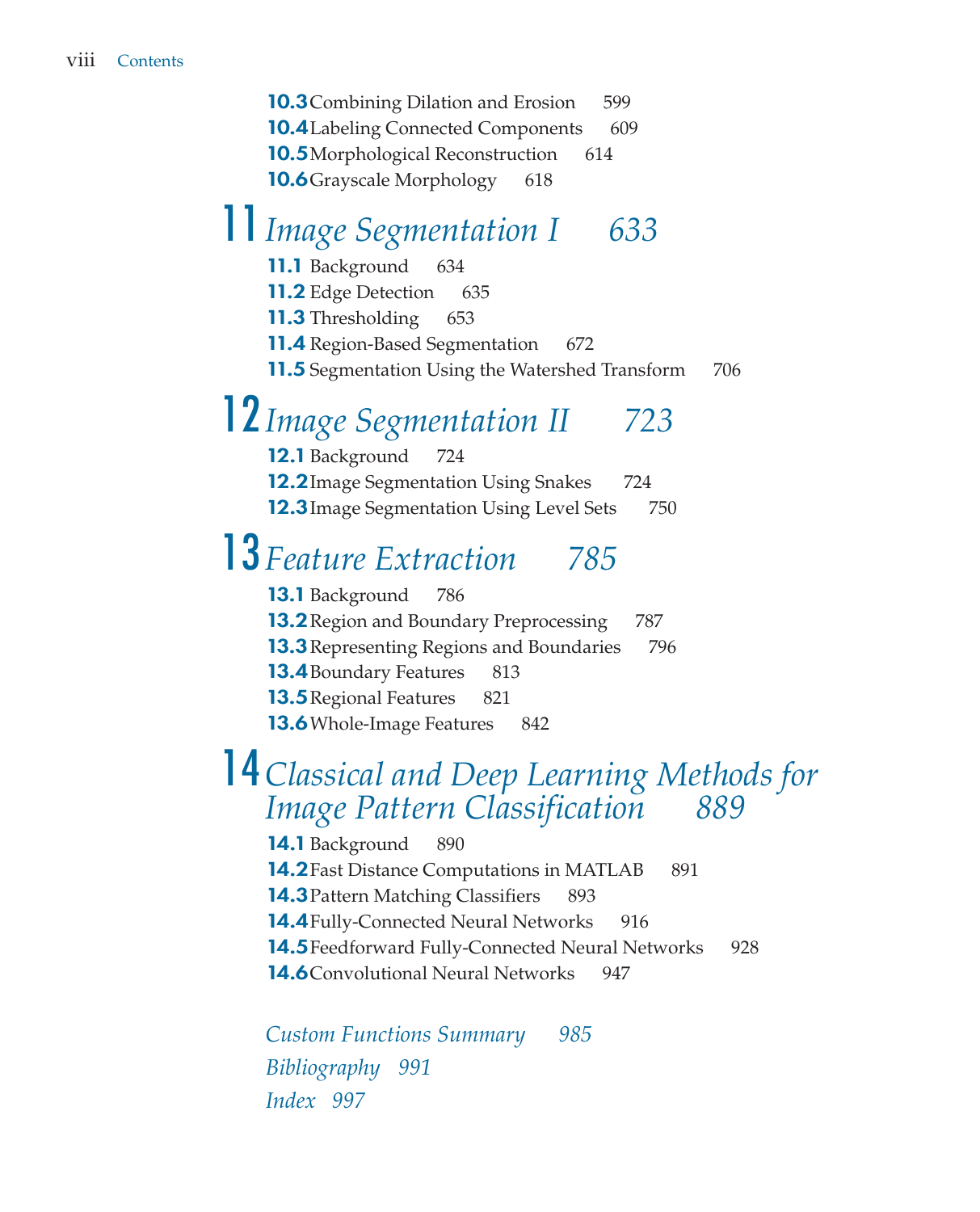**10.3** Combining Dilation and Erosion 599
**10.4** Labeling Connected Components 609
**10.5** Morphological Reconstruction 614
**10.6** Grayscale Morphology 618

# 11 *Image Segmentation I 633*

**11.1** Background 634
**11.2** Edge Detection 635
**11.3** Thresholding 653
**11.4** Region-Based Segmentation 672
**11.5** Segmentation Using the Watershed Transform 706

# 12 *Image Segmentation II 723*

**12.1** Background 724
**12.2** Image Segmentation Using Snakes 724
**12.3** Image Segmentation Using Level Sets 750

# 13 *Feature Extraction 785*

**13.1** Background 786
**13.2** Region and Boundary Preprocessing 787
**13.3** Representing Regions and Boundaries 796
**13.4** Boundary Features 813
**13.5** Regional Features 821
**13.6** Whole-Image Features 842

# 14 *Classical and Deep Learning Methods for Image Pattern Classification 889*

**14.1** Background 890
**14.2** Fast Distance Computations in MATLAB 891
**14.3** Pattern Matching Classifiers 893
**14.4** Fully-Connected Neural Networks 916
**14.5** Feedforward Fully-Connected Neural Networks 928
**14.6** Convolutional Neural Networks 947

*Custom Functions Summary 985*

*Bibliography 991*

*Index 997*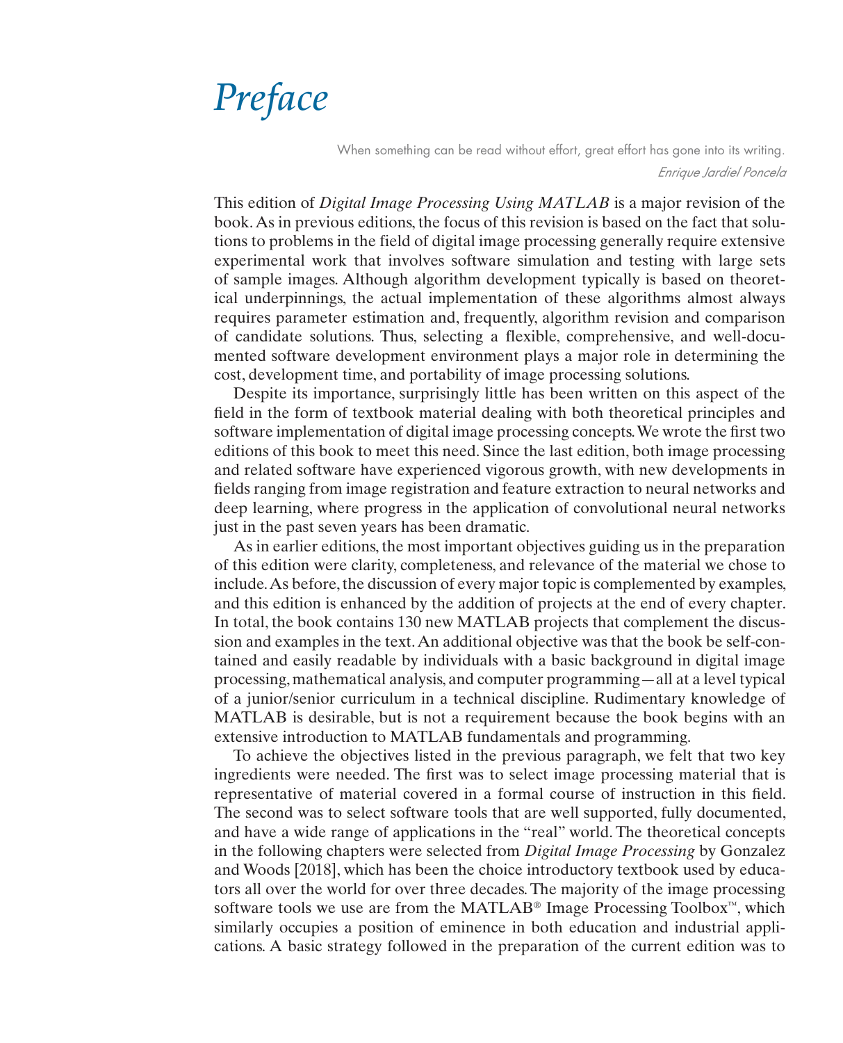# Preface

> When something can be read without effort, great effort has gone into its writing.
>
> *Enrique Jardiel Poncela*

This edition of *Digital Image Processing Using MATLAB* is a major revision of the book. As in previous editions, the focus of this revision is based on the fact that solutions to problems in the field of digital image processing generally require extensive experimental work that involves software simulation and testing with large sets of sample images. Although algorithm development typically is based on theoretical underpinnings, the actual implementation of these algorithms almost always requires parameter estimation and, frequently, algorithm revision and comparison of candidate solutions. Thus, selecting a flexible, comprehensive, and well-documented software development environment plays a major role in determining the cost, development time, and portability of image processing solutions.

Despite its importance, surprisingly little has been written on this aspect of the field in the form of textbook material dealing with both theoretical principles and software implementation of digital image processing concepts. We wrote the first two editions of this book to meet this need. Since the last edition, both image processing and related software have experienced vigorous growth, with new developments in fields ranging from image registration and feature extraction to neural networks and deep learning, where progress in the application of convolutional neural networks just in the past seven years has been dramatic.

As in earlier editions, the most important objectives guiding us in the preparation of this edition were clarity, completeness, and relevance of the material we chose to include. As before, the discussion of every major topic is complemented by examples, and this edition is enhanced by the addition of projects at the end of every chapter. In total, the book contains 130 new MATLAB projects that complement the discussion and examples in the text. An additional objective was that the book be self-contained and easily readable by individuals with a basic background in digital image processing, mathematical analysis, and computer programming—all at a level typical of a junior/senior curriculum in a technical discipline. Rudimentary knowledge of MATLAB is desirable, but is not a requirement because the book begins with an extensive introduction to MATLAB fundamentals and programming.

To achieve the objectives listed in the previous paragraph, we felt that two key ingredients were needed. The first was to select image processing material that is representative of material covered in a formal course of instruction in this field. The second was to select software tools that are well supported, fully documented, and have a wide range of applications in the "real" world. The theoretical concepts in the following chapters were selected from *Digital Image Processing* by Gonzalez and Woods [2018], which has been the choice introductory textbook used by educators all over the world for over three decades. The majority of the image processing software tools we use are from the MATLAB® Image Processing Toolbox™, which similarly occupies a position of eminence in both education and industrial applications. A basic strategy followed in the preparation of the current edition was to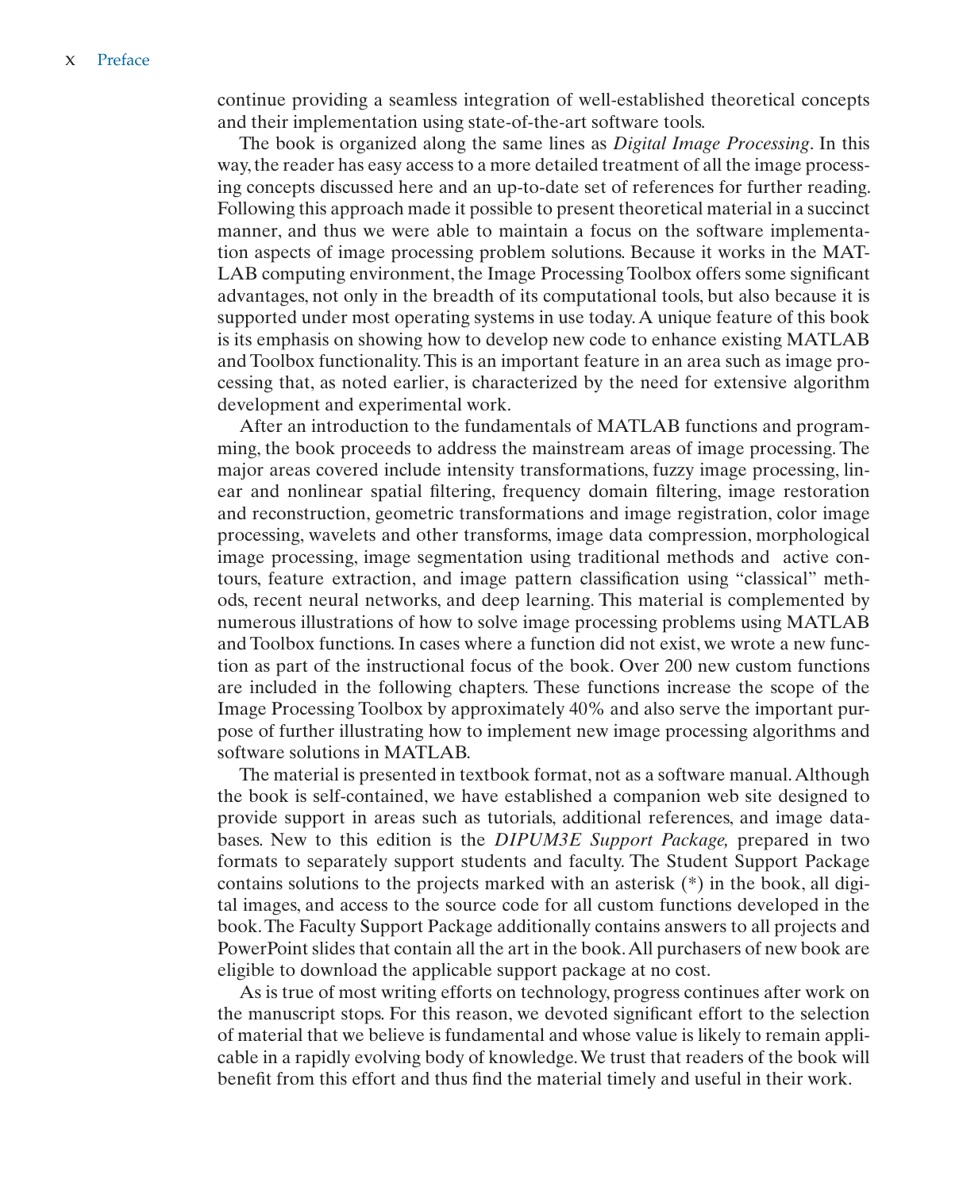continue providing a seamless integration of well-established theoretical concepts and their implementation using state-of-the-art software tools.

The book is organized along the same lines as *Digital Image Processing*. In this way, the reader has easy access to a more detailed treatment of all the image processing concepts discussed here and an up-to-date set of references for further reading. Following this approach made it possible to present theoretical material in a succinct manner, and thus we were able to maintain a focus on the software implementation aspects of image processing problem solutions. Because it works in the MATLAB computing environment, the Image Processing Toolbox offers some significant advantages, not only in the breadth of its computational tools, but also because it is supported under most operating systems in use today. A unique feature of this book is its emphasis on showing how to develop new code to enhance existing MATLAB and Toolbox functionality. This is an important feature in an area such as image processing that, as noted earlier, is characterized by the need for extensive algorithm development and experimental work.

After an introduction to the fundamentals of MATLAB functions and programming, the book proceeds to address the mainstream areas of image processing. The major areas covered include intensity transformations, fuzzy image processing, linear and nonlinear spatial filtering, frequency domain filtering, image restoration and reconstruction, geometric transformations and image registration, color image processing, wavelets and other transforms, image data compression, morphological image processing, image segmentation using traditional methods and active contours, feature extraction, and image pattern classification using "classical" methods, recent neural networks, and deep learning. This material is complemented by numerous illustrations of how to solve image processing problems using MATLAB and Toolbox functions. In cases where a function did not exist, we wrote a new function as part of the instructional focus of the book. Over 200 new custom functions are included in the following chapters. These functions increase the scope of the Image Processing Toolbox by approximately 40% and also serve the important purpose of further illustrating how to implement new image processing algorithms and software solutions in MATLAB.

The material is presented in textbook format, not as a software manual. Although the book is self-contained, we have established a companion web site designed to provide support in areas such as tutorials, additional references, and image databases. New to this edition is the *DIPUM3E Support Package,* prepared in two formats to separately support students and faculty. The Student Support Package contains solutions to the projects marked with an asterisk (*) in the book, all digital images, and access to the source code for all custom functions developed in the book. The Faculty Support Package additionally contains answers to all projects and PowerPoint slides that contain all the art in the book. All purchasers of new book are eligible to download the applicable support package at no cost.

As is true of most writing efforts on technology, progress continues after work on the manuscript stops. For this reason, we devoted significant effort to the selection of material that we believe is fundamental and whose value is likely to remain applicable in a rapidly evolving body of knowledge. We trust that readers of the book will benefit from this effort and thus find the material timely and useful in their work.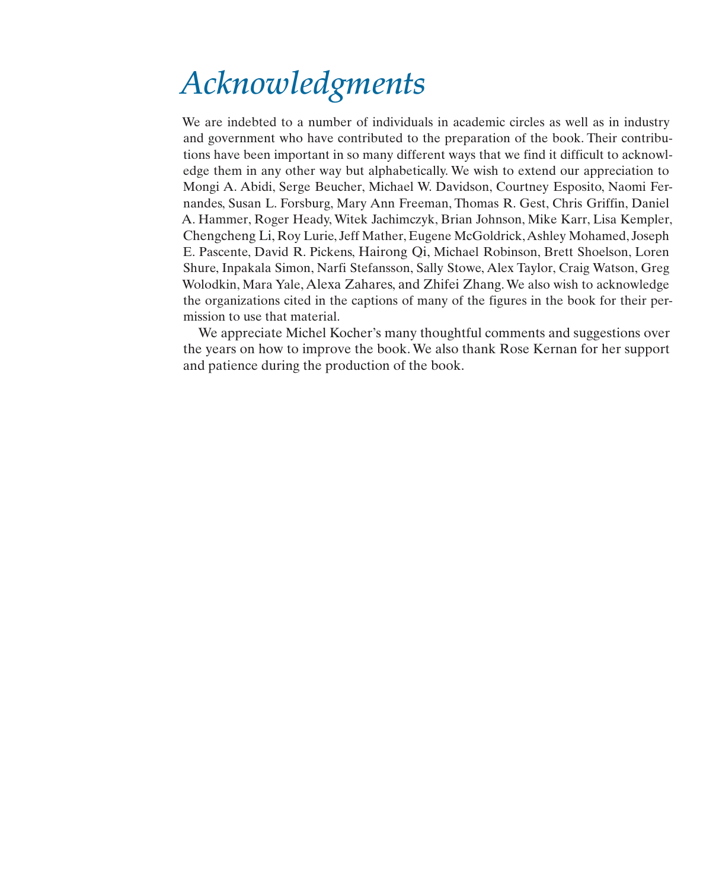# *Acknowledgments*

We are indebted to a number of individuals in academic circles as well as in industry and government who have contributed to the preparation of the book. Their contributions have been important in so many different ways that we find it difficult to acknowledge them in any other way but alphabetically. We wish to extend our appreciation to Mongi A. Abidi, Serge Beucher, Michael W. Davidson, Courtney Esposito, Naomi Fernandes, Susan L. Forsburg, Mary Ann Freeman, Thomas R. Gest, Chris Griffin, Daniel A. Hammer, Roger Heady, Witek Jachimczyk, Brian Johnson, Mike Karr, Lisa Kempler, Chengcheng Li, Roy Lurie, Jeff Mather, Eugene McGoldrick, Ashley Mohamed, Joseph E. Pascente, David R. Pickens, Hairong Qi, Michael Robinson, Brett Shoelson, Loren Shure, Inpakala Simon, Narfi Stefansson, Sally Stowe, Alex Taylor, Craig Watson, Greg Wolodkin, Mara Yale, Alexa Zahares, and Zhifei Zhang. We also wish to acknowledge the organizations cited in the captions of many of the figures in the book for their permission to use that material.

We appreciate Michel Kocher's many thoughtful comments and suggestions over the years on how to improve the book. We also thank Rose Kernan for her support and patience during the production of the book.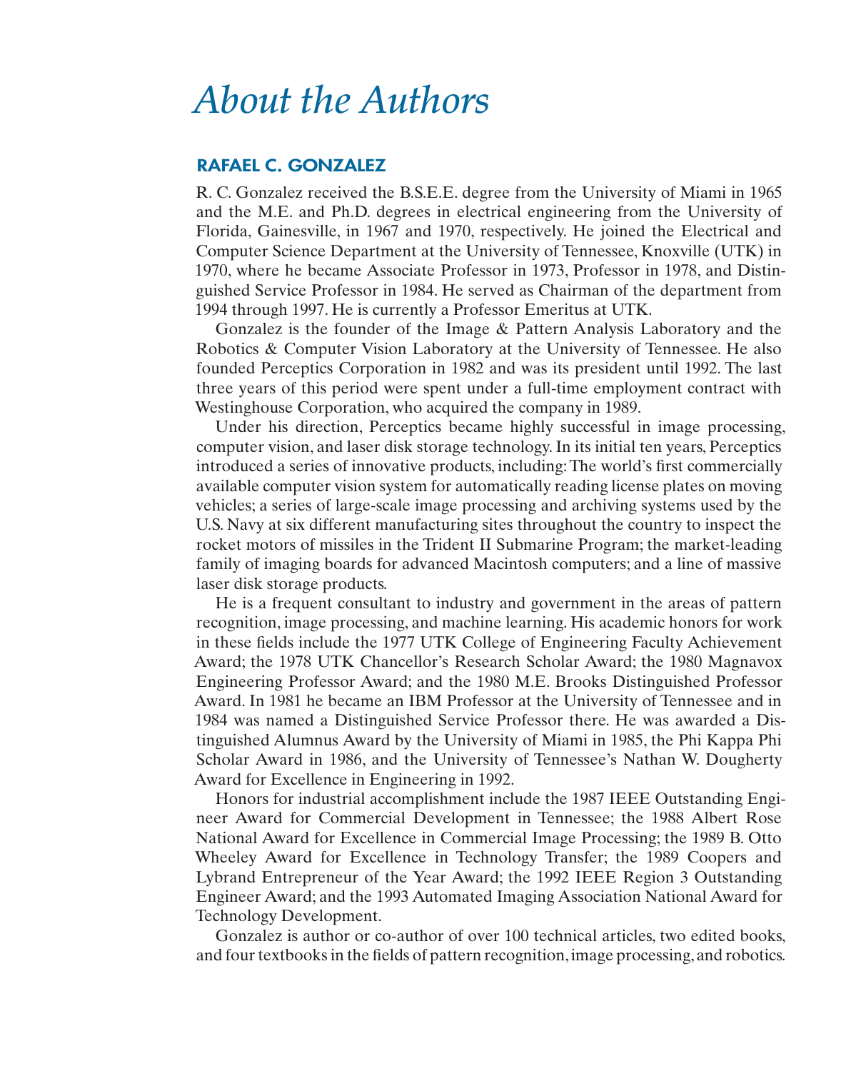# About the Authors

## RAFAEL C. GONZALEZ

R. C. Gonzalez received the B.S.E.E. degree from the University of Miami in 1965 and the M.E. and Ph.D. degrees in electrical engineering from the University of Florida, Gainesville, in 1967 and 1970, respectively. He joined the Electrical and Computer Science Department at the University of Tennessee, Knoxville (UTK) in 1970, where he became Associate Professor in 1973, Professor in 1978, and Distinguished Service Professor in 1984. He served as Chairman of the department from 1994 through 1997. He is currently a Professor Emeritus at UTK.

Gonzalez is the founder of the Image & Pattern Analysis Laboratory and the Robotics & Computer Vision Laboratory at the University of Tennessee. He also founded Perceptics Corporation in 1982 and was its president until 1992. The last three years of this period were spent under a full-time employment contract with Westinghouse Corporation, who acquired the company in 1989.

Under his direction, Perceptics became highly successful in image processing, computer vision, and laser disk storage technology. In its initial ten years, Perceptics introduced a series of innovative products, including: The world's first commercially available computer vision system for automatically reading license plates on moving vehicles; a series of large-scale image processing and archiving systems used by the U.S. Navy at six different manufacturing sites throughout the country to inspect the rocket motors of missiles in the Trident II Submarine Program; the market-leading family of imaging boards for advanced Macintosh computers; and a line of massive laser disk storage products.

He is a frequent consultant to industry and government in the areas of pattern recognition, image processing, and machine learning. His academic honors for work in these fields include the 1977 UTK College of Engineering Faculty Achievement Award; the 1978 UTK Chancellor's Research Scholar Award; the 1980 Magnavox Engineering Professor Award; and the 1980 M.E. Brooks Distinguished Professor Award. In 1981 he became an IBM Professor at the University of Tennessee and in 1984 was named a Distinguished Service Professor there. He was awarded a Distinguished Alumnus Award by the University of Miami in 1985, the Phi Kappa Phi Scholar Award in 1986, and the University of Tennessee's Nathan W. Dougherty Award for Excellence in Engineering in 1992.

Honors for industrial accomplishment include the 1987 IEEE Outstanding Engineer Award for Commercial Development in Tennessee; the 1988 Albert Rose National Award for Excellence in Commercial Image Processing; the 1989 B. Otto Wheeley Award for Excellence in Technology Transfer; the 1989 Coopers and Lybrand Entrepreneur of the Year Award; the 1992 IEEE Region 3 Outstanding Engineer Award; and the 1993 Automated Imaging Association National Award for Technology Development.

Gonzalez is author or co-author of over 100 technical articles, two edited books, and four textbooks in the fields of pattern recognition, image processing, and robotics.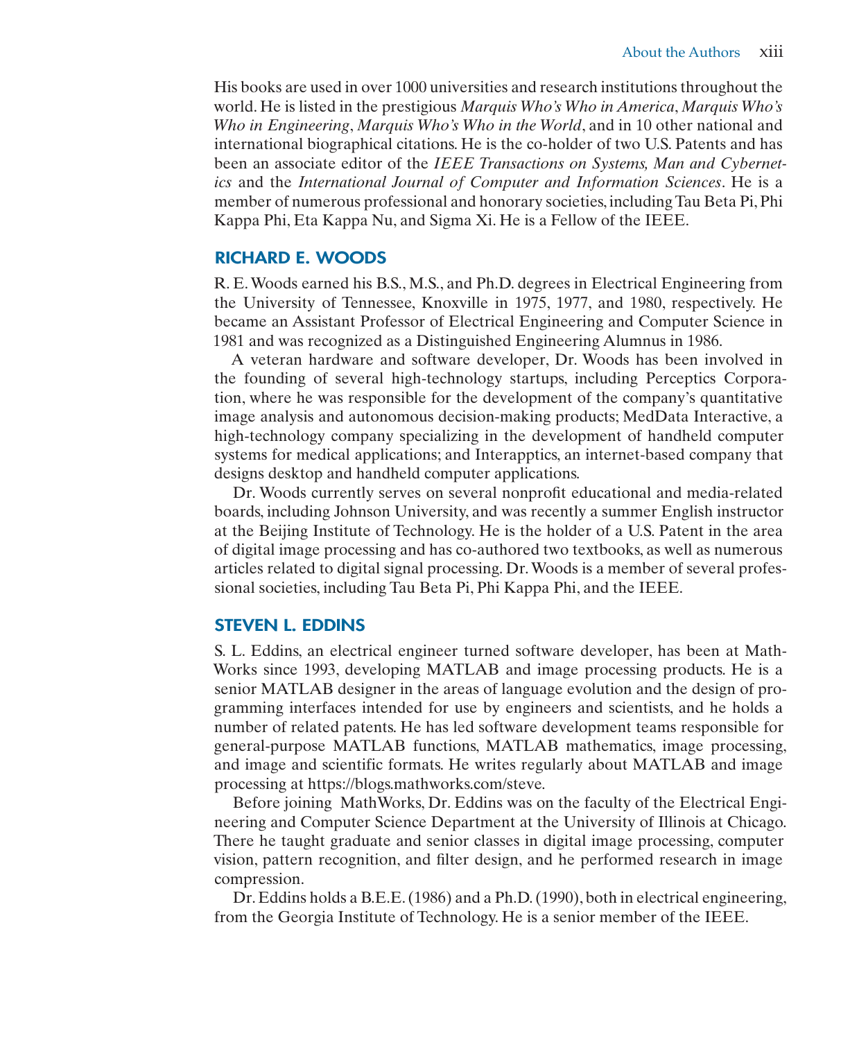His books are used in over 1000 universities and research institutions throughout the world. He is listed in the prestigious *Marquis Who's Who in America*, *Marquis Who's Who in Engineering*, *Marquis Who's Who in the World*, and in 10 other national and international biographical citations. He is the co-holder of two U.S. Patents and has been an associate editor of the *IEEE Transactions on Systems, Man and Cybernetics* and the *International Journal of Computer and Information Sciences*. He is a member of numerous professional and honorary societies, including Tau Beta Pi, Phi Kappa Phi, Eta Kappa Nu, and Sigma Xi. He is a Fellow of the IEEE.

## RICHARD E. WOODS

R. E. Woods earned his B.S., M.S., and Ph.D. degrees in Electrical Engineering from the University of Tennessee, Knoxville in 1975, 1977, and 1980, respectively. He became an Assistant Professor of Electrical Engineering and Computer Science in 1981 and was recognized as a Distinguished Engineering Alumnus in 1986.

A veteran hardware and software developer, Dr. Woods has been involved in the founding of several high-technology startups, including Perceptics Corporation, where he was responsible for the development of the company's quantitative image analysis and autonomous decision-making products; MedData Interactive, a high-technology company specializing in the development of handheld computer systems for medical applications; and Interapptics, an internet-based company that designs desktop and handheld computer applications.

Dr. Woods currently serves on several nonprofit educational and media-related boards, including Johnson University, and was recently a summer English instructor at the Beijing Institute of Technology. He is the holder of a U.S. Patent in the area of digital image processing and has co-authored two textbooks, as well as numerous articles related to digital signal processing. Dr. Woods is a member of several professional societies, including Tau Beta Pi, Phi Kappa Phi, and the IEEE.

## STEVEN L. EDDINS

S. L. Eddins, an electrical engineer turned software developer, has been at MathWorks since 1993, developing MATLAB and image processing products. He is a senior MATLAB designer in the areas of language evolution and the design of programming interfaces intended for use by engineers and scientists, and he holds a number of related patents. He has led software development teams responsible for general-purpose MATLAB functions, MATLAB mathematics, image processing, and image and scientific formats. He writes regularly about MATLAB and image processing at https://blogs.mathworks.com/steve.

Before joining MathWorks, Dr. Eddins was on the faculty of the Electrical Engineering and Computer Science Department at the University of Illinois at Chicago. There he taught graduate and senior classes in digital image processing, computer vision, pattern recognition, and filter design, and he performed research in image compression.

Dr. Eddins holds a B.E.E. (1986) and a Ph.D. (1990), both in electrical engineering, from the Georgia Institute of Technology. He is a senior member of the IEEE.